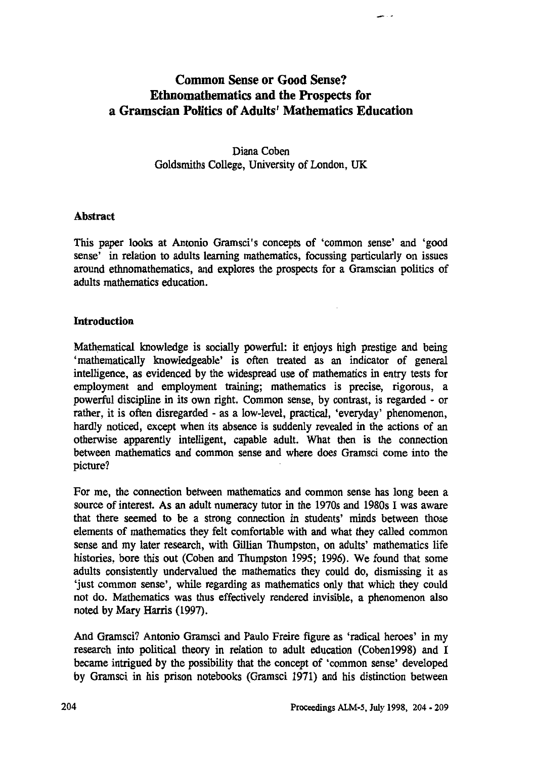# Common Sense or Good Sense? Ethnomathematics and the Prospects for a Gramscian Politics of Adults' Mathematics Education

Diana Coben
Goldsmiths College, University of London, UK

## Abstract

This paper looks at Antonio Gramsci's concepts of 'common sense' and 'good sense' in relation to adults learning mathematics, focussing particularly on issues around ethnomathematics, and explores the prospects for a Gramscian politics of adults mathematics education.

## Introduction

Mathematical knowledge is socially powerful: it enjoys high prestige and being 'mathematically knowledgeable' is often treated as an indicator of general intelligence, as evidenced by the widespread use of mathematics in entry tests for employment and employment training; mathematics is precise, rigorous, a powerful discipline in its own right. Common sense, by contrast, is regarded - or rather, it is often disregarded - as a low-level, practical, 'everyday' phenomenon, hardly noticed, except when its absence is suddenly revealed in the actions of an otherwise apparently intelligent, capable adult. What then is the connection between mathematics and common sense and where does Gramsci come into the picture?

For me, the connection between mathematics and common sense has long been a source of interest. As an adult numeracy tutor in the 1970s and 1980s I was aware that there seemed to be a strong connection in students' minds between those elements of mathematics they felt comfortable with and what they called common sense and my later research, with Gillian Thumpston, on adults' mathematics life histories, bore this out (Coben and Thumpston 1995; 1996). We found that some adults consistently undervalued the mathematics they could do, dismissing it as 'just common sense', while regarding as mathematics only that which they could not do. Mathematics was thus effectively rendered invisible, a phenomenon also noted by Mary Harris (1997).

And Gramsci? Antonio Gramsci and Paulo Freire figure as 'radical heroes' in my research into political theory in relation to adult education (Coben1998) and I became intrigued by the possibility that the concept of 'common sense' developed by Gramsci in his prison notebooks (Gramsci 1971) and his distinction between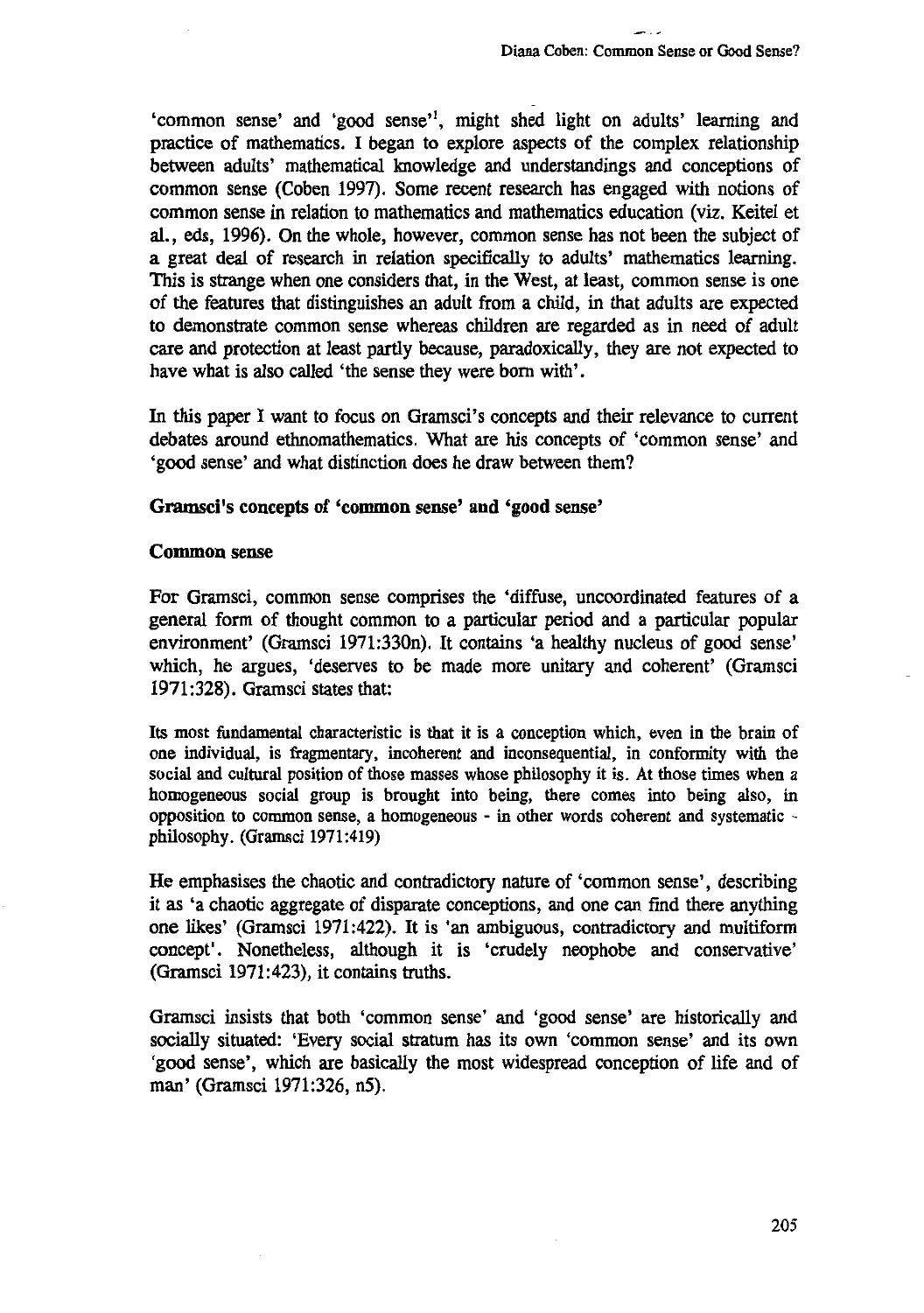'common sense' and 'good sense'[1], might shed light on adults' learning and practice of mathematics. I began to explore aspects of the complex relationship between adults' mathematical knowledge and understandings and conceptions of common sense (Coben 1997). Some recent research has engaged with notions of common sense in relation to mathematics and mathematics education (viz. Keitel et al., eds, 1996). On the whole, however, common sense has not been the subject of a great deal of research in relation specifically to adults' mathematics learning. This is strange when one considers that, in the West, at least, common sense is one of the features that distinguishes an adult from a child, in that adults are expected to demonstrate common sense whereas children are regarded as in need of adult care and protection at least partly because, paradoxically, they are not expected to have what is also called 'the sense they were born with'.

In this paper I want to focus on Gramsci's concepts and their relevance to current debates around ethnomathematics. What are his concepts of 'common sense' and 'good sense' and what distinction does he draw between them?

### Gramsci's concepts of 'common sense' and 'good sense'

#### Common sense

For Gramsci, common sense comprises the 'diffuse, uncoordinated features of a general form of thought common to a particular period and a particular popular environment' (Gramsci 1971:330n). It contains 'a healthy nucleus of good sense' which, he argues, 'deserves to be made more unitary and coherent' (Gramsci 1971:328). Gramsci states that:

> Its most fundamental characteristic is that it is a conception which, even in the brain of one individual, is fragmentary, incoherent and inconsequential, in conformity with the social and cultural position of those masses whose philosophy it is. At those times when a homogeneous social group is brought into being, there comes into being also, in opposition to common sense, a homogeneous - in other words coherent and systematic - philosophy. (Gramsci 1971:419)

He emphasises the chaotic and contradictory nature of 'common sense', describing it as 'a chaotic aggregate of disparate conceptions, and one can find there anything one likes' (Gramsci 1971:422). It is 'an ambiguous, contradictory and multiform concept'. Nonetheless, although it is 'crudely neophobe and conservative' (Gramsci 1971:423), it contains truths.

Gramsci insists that both 'common sense' and 'good sense' are historically and socially situated: 'Every social stratum has its own 'common sense' and its own 'good sense', which are basically the most widespread conception of life and of man' (Gramsci 1971:326, n5).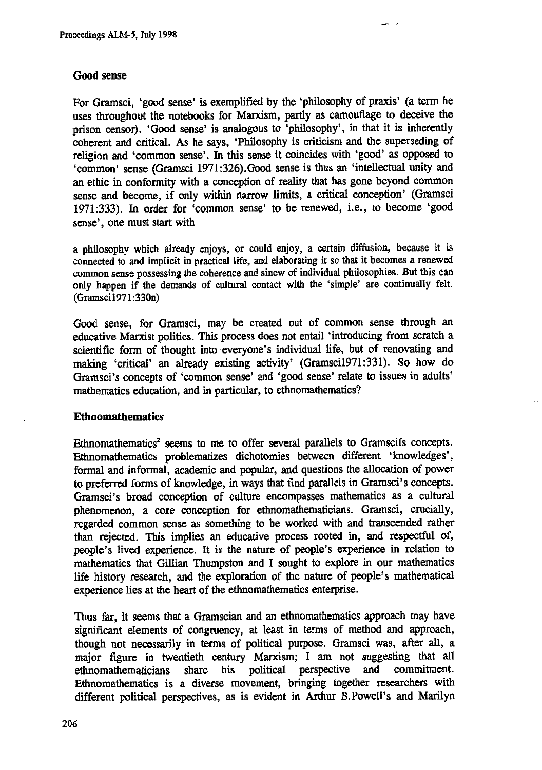## Good sense

For Gramsci, 'good sense' is exemplified by the 'philosophy of praxis' (a term he uses throughout the notebooks for Marxism, partly as camouflage to deceive the prison censor). 'Good sense' is analogous to 'philosophy', in that it is inherently coherent and critical. As he says, 'Philosophy is criticism and the superseding of religion and 'common sense'. In this sense it coincides with 'good' as opposed to 'common' sense (Gramsci 1971:326).Good sense is thus an 'intellectual unity and an ethic in conformity with a conception of reality that has gone beyond common sense and become, if only within narrow limits, a critical conception' (Gramsci 1971:333). In order for 'common sense' to be renewed, i.e., to become 'good sense', one must start with

> a philosophy which already enjoys, or could enjoy, a certain diffusion, because it is connected to and implicit in practical life, and elaborating it so that it becomes a renewed common sense possessing the coherence and sinew of individual philosophies. But this can only happen if the demands of cultural contact with the 'simple' are continually felt. (Gramsci1971:330n)

Good sense, for Gramsci, may be created out of common sense through an educative Marxist politics. This process does not entail 'introducing from scratch a scientific form of thought into everyone's individual life, but of renovating and making 'critical' an already existing activity' (Gramsci1971:331). So how do Gramsci's concepts of 'common sense' and 'good sense' relate to issues in adults' mathematics education, and in particular, to ethnomathematics?

## Ethnomathematics

Ethnomathematics[2] seems to me to offer several parallels to Gramscіís concepts. Ethnomathematics problematizes dichotomies between different 'knowledges', formal and informal, academic and popular, and questions the allocation of power to preferred forms of knowledge, in ways that find parallels in Gramsci's concepts. Gramsci's broad conception of culture encompasses mathematics as a cultural phenomenon, a core conception for ethnomathematicians. Gramsci, crucially, regarded common sense as something to be worked with and transcended rather than rejected. This implies an educative process rooted in, and respectful of, people's lived experience. It is the nature of people's experience in relation to mathematics that Gillian Thumpston and I sought to explore in our mathematics life history research, and the exploration of the nature of people's mathematical experience lies at the heart of the ethnomathematics enterprise.

Thus far, it seems that a Gramscian and an ethnomathematics approach may have significant elements of congruency, at least in terms of method and approach, though not necessarily in terms of political purpose. Gramsci was, after all, a major figure in twentieth century Marxism; I am not suggesting that all ethnomathematicians share his political perspective and commitment. Ethnomathematics is a diverse movement, bringing together researchers with different political perspectives, as is evident in Arthur B.Powell's and Marilyn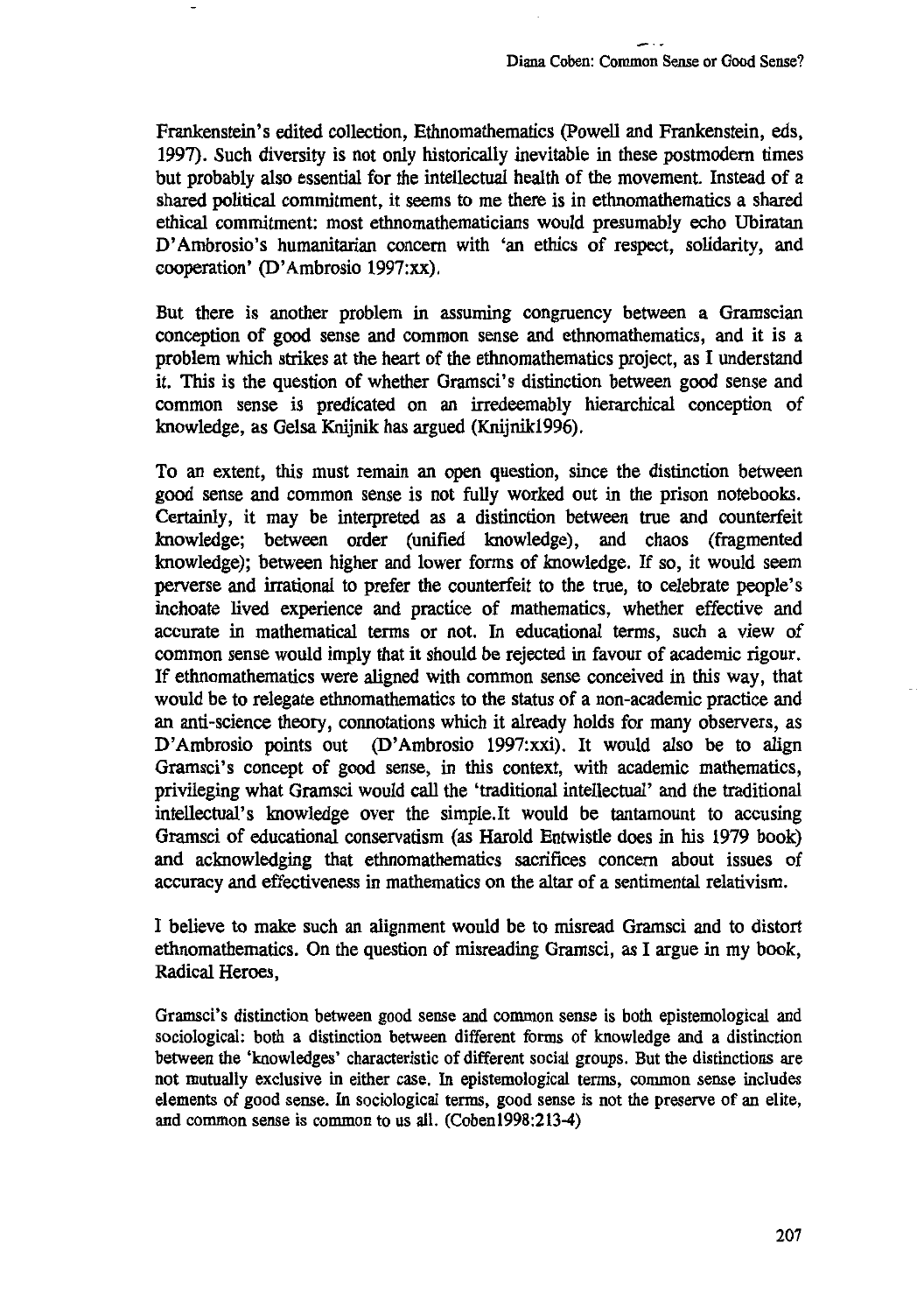Frankenstein's edited collection, Ethnomathematics (Powell and Frankenstein, eds, 1997). Such diversity is not only historically inevitable in these postmodern times but probably also essential for the intellectual health of the movement. Instead of a shared political commitment, it seems to me there is in ethnomathematics a shared ethical commitment: most ethnomathematicians would presumably echo Ubiratan D'Ambrosio's humanitarian concern with 'an ethics of respect, solidarity, and cooperation' (D'Ambrosio 1997:xx).

But there is another problem in assuming congruency between a Gramscian conception of good sense and common sense and ethnomathematics, and it is a problem which strikes at the heart of the ethnomathematics project, as I understand it. This is the question of whether Gramsci's distinction between good sense and common sense is predicated on an irredeemably hierarchical conception of knowledge, as Gelsa Knijnik has argued (Knijnik1996).

To an extent, this must remain an open question, since the distinction between good sense and common sense is not fully worked out in the prison notebooks. Certainly, it may be interpreted as a distinction between true and counterfeit knowledge; between order (unified knowledge), and chaos (fragmented knowledge); between higher and lower forms of knowledge. If so, it would seem perverse and irrational to prefer the counterfeit to the true, to celebrate people's inchoate lived experience and practice of mathematics, whether effective and accurate in mathematical terms or not. In educational terms, such a view of common sense would imply that it should be rejected in favour of academic rigour. If ethnomathematics were aligned with common sense conceived in this way, that would be to relegate ethnomathematics to the status of a non-academic practice and an anti-science theory, connotations which it already holds for many observers, as D'Ambrosio points out (D'Ambrosio 1997:xxi). It would also be to align Gramsci's concept of good sense, in this context, with academic mathematics, privileging what Gramsci would call the 'traditional intellectual' and the traditional intellectual's knowledge over the simple.It would be tantamount to accusing Gramsci of educational conservatism (as Harold Entwistle does in his 1979 book) and acknowledging that ethnomathematics sacrifices concern about issues of accuracy and effectiveness in mathematics on the altar of a sentimental relativism.

I believe to make such an alignment would be to misread Gramsci and to distort ethnomathematics. On the question of misreading Gramsci, as I argue in my book, Radical Heroes,

> Gramsci's distinction between good sense and common sense is both epistemological and sociological: both a distinction between different forms of knowledge and a distinction between the 'knowledges' characteristic of different social groups. But the distinctions are not mutually exclusive in either case. In epistemological terms, common sense includes elements of good sense. In sociological terms, good sense is not the preserve of an elite, and common sense is common to us all. (Coben1998:213-4)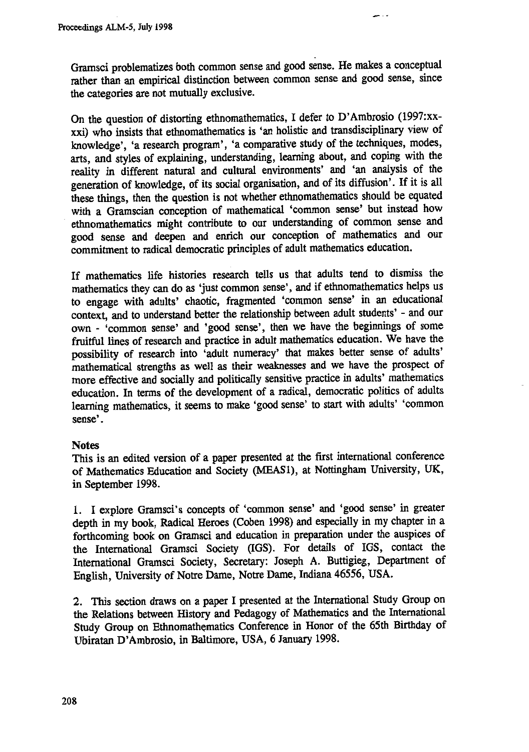Gramsci problematizes both common sense and good sense. He makes a conceptual rather than an empirical distinction between common sense and good sense, since the categories are not mutually exclusive.

On the question of distorting ethnomathematics, I defer to D'Ambrosio (1997:xx-xxi) who insists that ethnomathematics is 'an holistic and transdisciplinary view of knowledge', 'a research program', 'a comparative study of the techniques, modes, arts, and styles of explaining, understanding, learning about, and coping with the reality in different natural and cultural environments' and 'an analysis of the generation of knowledge, of its social organisation, and of its diffusion'. If it is all these things, then the question is not whether ethnomathematics should be equated with a Gramscian conception of mathematical 'common sense' but instead how ethnomathematics might contribute to our understanding of common sense and good sense and deepen and enrich our conception of mathematics and our commitment to radical democratic principles of adult mathematics education.

If mathematics life histories research tells us that adults tend to dismiss the mathematics they can do as 'just common sense', and if ethnomathematics helps us to engage with adults' chaotic, fragmented 'common sense' in an educational context, and to understand better the relationship between adult students' - and our own - 'common sense' and 'good sense', then we have the beginnings of some fruitful lines of research and practice in adult mathematics education. We have the possibility of research into 'adult numeracy' that makes better sense of adults' mathematical strengths as well as their weaknesses and we have the prospect of more effective and socially and politically sensitive practice in adults' mathematics education. In terms of the development of a radical, democratic politics of adults learning mathematics, it seems to make 'good sense' to start with adults' 'common sense'.

## Notes

This is an edited version of a paper presented at the first international conference of Mathematics Education and Society (MEAS1), at Nottingham University, UK, in September 1998.

1. I explore Gramsci's concepts of 'common sense' and 'good sense' in greater depth in my book, Radical Heroes (Coben 1998) and especially in my chapter in a forthcoming book on Gramsci and education in preparation under the auspices of the International Gramsci Society (IGS). For details of IGS, contact the International Gramsci Society, Secretary: Joseph A. Buttigieg, Department of English, University of Notre Dame, Notre Dame, Indiana 46556, USA.

2. This section draws on a paper I presented at the International Study Group on the Relations between History and Pedagogy of Mathematics and the International Study Group on Ethnomathematics Conference in Honor of the 65th Birthday of Ubiratan D'Ambrosio, in Baltimore, USA, 6 January 1998.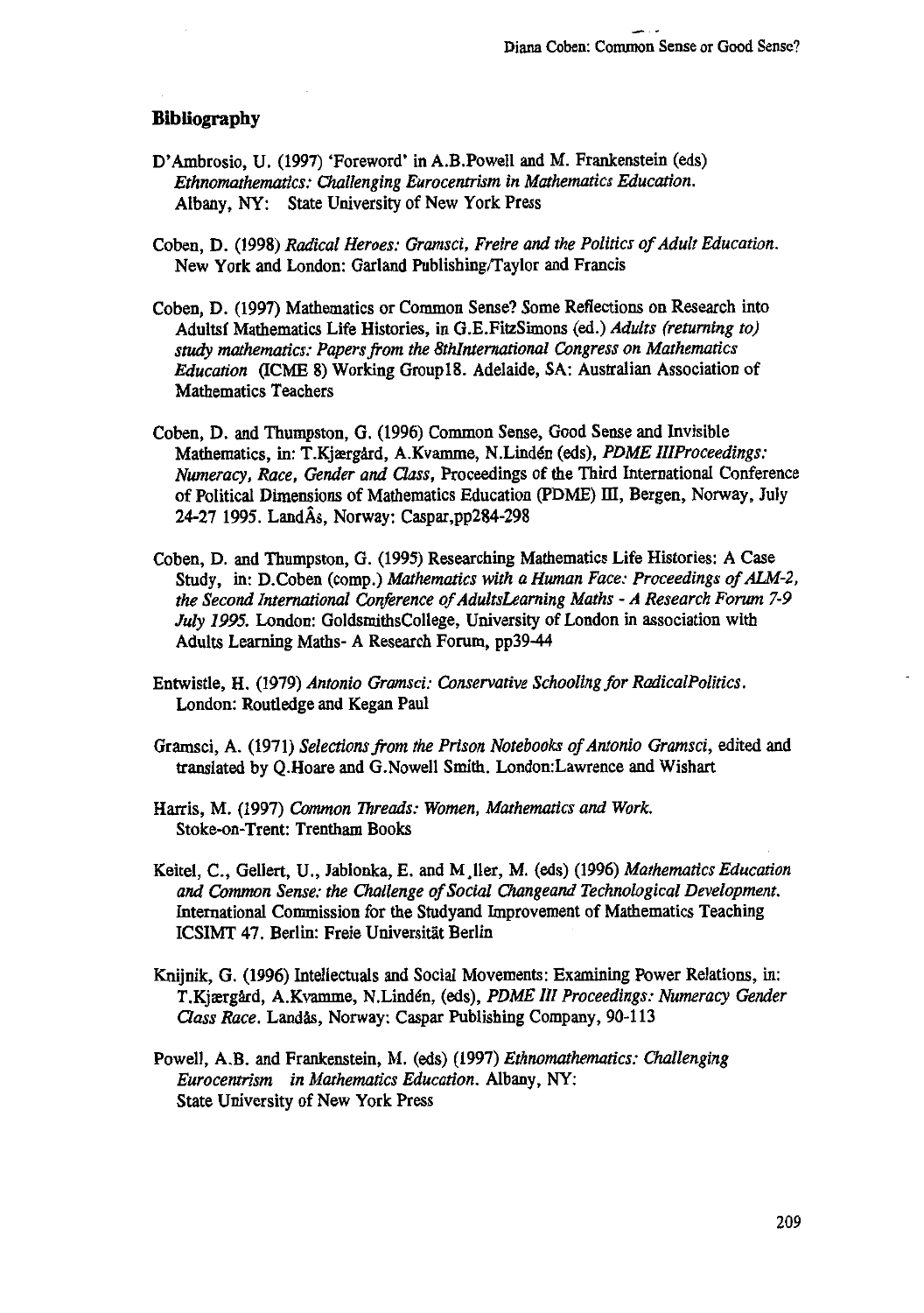## Bibliography

D'Ambrosio, U. (1997) 'Foreword' in A.B.Powell and M. Frankenstein (eds) *Ethnomathematics: Challenging Eurocentrism in Mathematics Education.* Albany, NY: State University of New York Press

Coben, D. (1998) *Radical Heroes: Gramsci, Freire and the Politics of Adult Education.* New York and London: Garland Publishing/Taylor and Francis

Coben, D. (1997) Mathematics or Common Sense? Some Reflections on Research into Adultsf Mathematics Life Histories, in G.E.FitzSimons (ed.) *Adults (returning to) study mathematics: Papers from the 8thInternational Congress on Mathematics Education* (ICME 8) Working Group18. Adelaide, SA: Australian Association of Mathematics Teachers

Coben, D. and Thumpston, G. (1996) Common Sense, Good Sense and Invisible Mathematics, in: T.Kjærgård, A.Kvamme, N.Lindén (eds), *PDME IIIProceedings: Numeracy, Race, Gender and Class*, Proceedings of the Third International Conference of Political Dimensions of Mathematics Education (PDME) III, Bergen, Norway, July 24-27 1995. LandÂs, Norway: Caspar,pp284-298

Coben, D. and Thumpston, G. (1995) Researching Mathematics Life Histories: A Case Study, in: D.Coben (comp.) *Mathematics with a Human Face: Proceedings of ALM-2, the Second International Conference of AdultsLearning Maths - A Research Forum 7-9 July 1995.* London: GoldsmithsCollege, University of London in association with Adults Learning Maths- A Research Forum, pp39-44

Entwistle, H. (1979) *Antonio Gramsci: Conservative Schooling for RadicalPolitics.* London: Routledge and Kegan Paul

Gramsci, A. (1971) *Selections from the Prison Notebooks of Antonio Gramsci*, edited and translated by Q.Hoare and G.Nowell Smith. London:Lawrence and Wishart

Harris, M. (1997) *Common Threads: Women, Mathematics and Work.* Stoke-on-Trent: Trentham Books

Keitel, C., Gellert, U., Jablonka, E. and M.ller, M. (eds) (1996) *Mathematics Education and Common Sense: the Challenge of Social Changeand Technological Development.* International Commission for the Studyand Improvement of Mathematics Teaching ICSIMT 47. Berlin: Freie Universität Berlin

Knijnik, G. (1996) Intellectuals and Social Movements: Examining Power Relations, in: T.Kjærgård, A.Kvamme, N.Lindén, (eds), *PDME III Proceedings: Numeracy Gender Class Race.* Landås, Norway: Caspar Publishing Company, 90-113

Powell, A.B. and Frankenstein, M. (eds) (1997) *Ethnomathematics: Challenging Eurocentrism in Mathematics Education.* Albany, NY: State University of New York Press